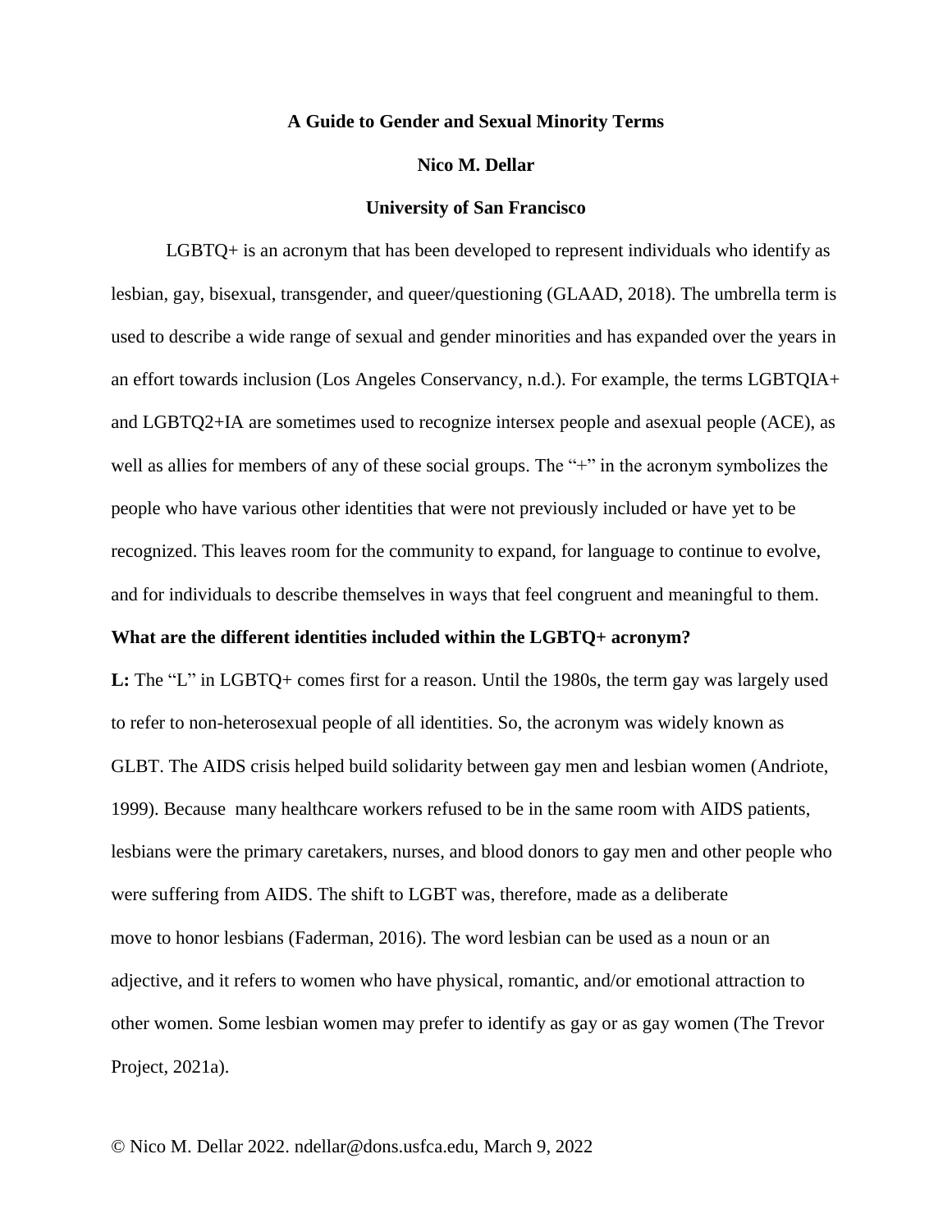# A Guide to Gender and Sexual Minority Terms

**Nico M. Dellar**

**University of San Francisco**

LGBTQ+ is an acronym that has been developed to represent individuals who identify as lesbian, gay, bisexual, transgender, and queer/questioning (GLAAD, 2018). The umbrella term is used to describe a wide range of sexual and gender minorities and has expanded over the years in an effort towards inclusion (Los Angeles Conservancy, n.d.). For example, the terms LGBTQIA+ and LGBTQ2+IA are sometimes used to recognize intersex people and asexual people (ACE), as well as allies for members of any of these social groups. The "+" in the acronym symbolizes the people who have various other identities that were not previously included or have yet to be recognized. This leaves room for the community to expand, for language to continue to evolve, and for individuals to describe themselves in ways that feel congruent and meaningful to them.

## What are the different identities included within the LGBTQ+ acronym?

**L:** The "L" in LGBTQ+ comes first for a reason. Until the 1980s, the term gay was largely used to refer to non-heterosexual people of all identities. So, the acronym was widely known as GLBT. The AIDS crisis helped build solidarity between gay men and lesbian women (Andriote, 1999). Because many healthcare workers refused to be in the same room with AIDS patients, lesbians were the primary caretakers, nurses, and blood donors to gay men and other people who were suffering from AIDS. The shift to LGBT was, therefore, made as a deliberate move to honor lesbians (Faderman, 2016). The word lesbian can be used as a noun or an adjective, and it refers to women who have physical, romantic, and/or emotional attraction to other women. Some lesbian women may prefer to identify as gay or as gay women (The Trevor Project, 2021a).

© Nico M. Dellar 2022. ndellar@dons.usfca.edu, March 9, 2022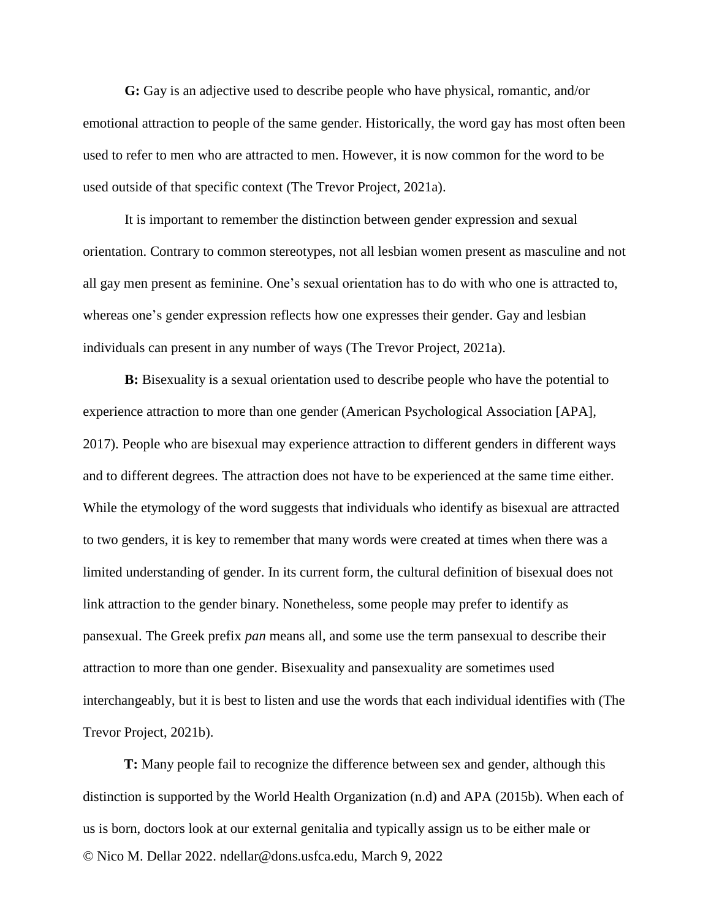**G:** Gay is an adjective used to describe people who have physical, romantic, and/or emotional attraction to people of the same gender. Historically, the word gay has most often been used to refer to men who are attracted to men. However, it is now common for the word to be used outside of that specific context (The Trevor Project, 2021a).

It is important to remember the distinction between gender expression and sexual orientation. Contrary to common stereotypes, not all lesbian women present as masculine and not all gay men present as feminine. One's sexual orientation has to do with who one is attracted to, whereas one's gender expression reflects how one expresses their gender. Gay and lesbian individuals can present in any number of ways (The Trevor Project, 2021a).

**B:** Bisexuality is a sexual orientation used to describe people who have the potential to experience attraction to more than one gender (American Psychological Association [APA], 2017). People who are bisexual may experience attraction to different genders in different ways and to different degrees. The attraction does not have to be experienced at the same time either. While the etymology of the word suggests that individuals who identify as bisexual are attracted to two genders, it is key to remember that many words were created at times when there was a limited understanding of gender. In its current form, the cultural definition of bisexual does not link attraction to the gender binary. Nonetheless, some people may prefer to identify as pansexual. The Greek prefix *pan* means all, and some use the term pansexual to describe their attraction to more than one gender. Bisexuality and pansexuality are sometimes used interchangeably, but it is best to listen and use the words that each individual identifies with (The Trevor Project, 2021b).

**T:** Many people fail to recognize the difference between sex and gender, although this distinction is supported by the World Health Organization (n.d) and APA (2015b). When each of us is born, doctors look at our external genitalia and typically assign us to be either male or

© Nico M. Dellar 2022. ndellar@dons.usfca.edu, March 9, 2022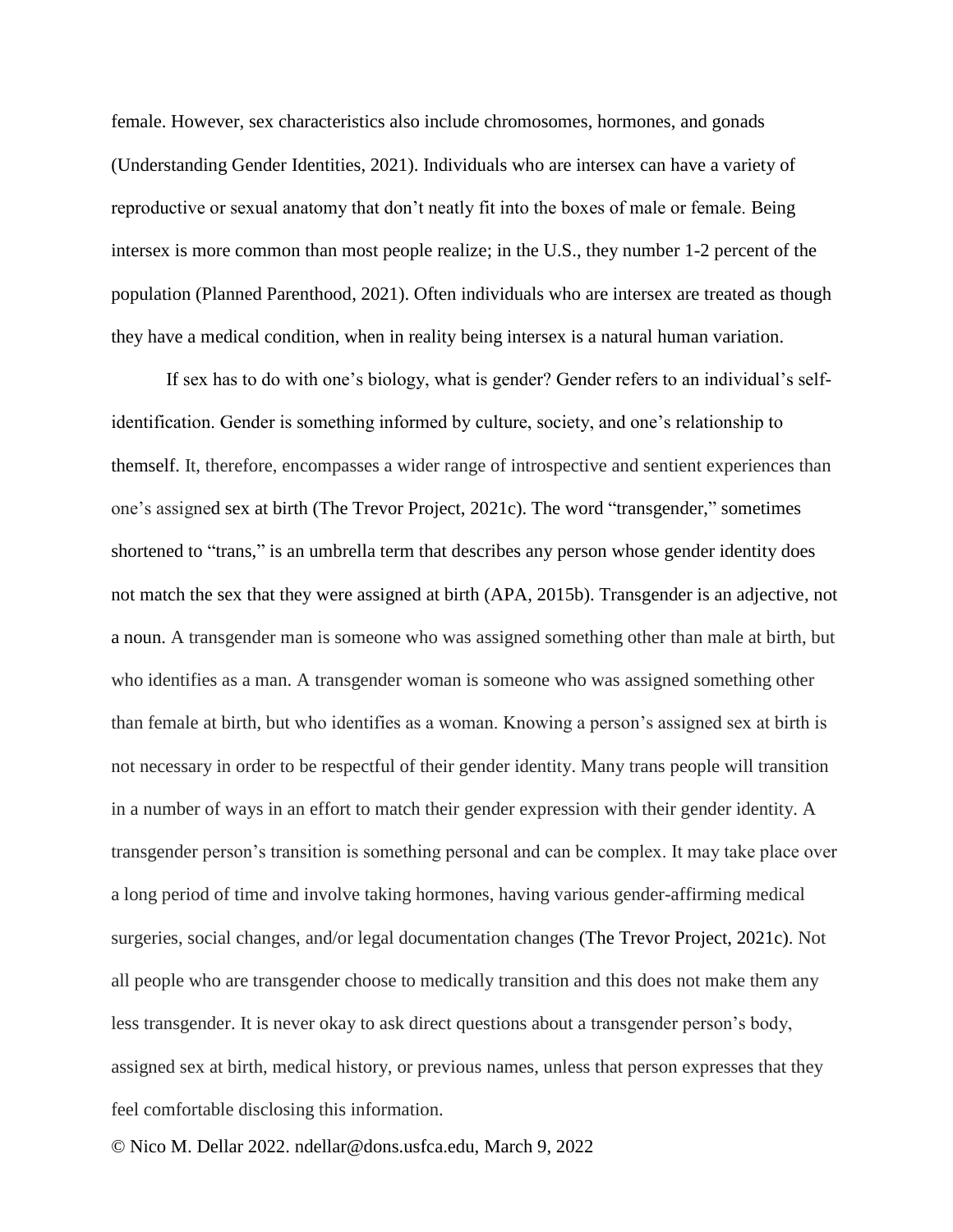female. However, sex characteristics also include chromosomes, hormones, and gonads (Understanding Gender Identities, 2021). Individuals who are intersex can have a variety of reproductive or sexual anatomy that don't neatly fit into the boxes of male or female. Being intersex is more common than most people realize; in the U.S., they number 1-2 percent of the population (Planned Parenthood, 2021). Often individuals who are intersex are treated as though they have a medical condition, when in reality being intersex is a natural human variation.

If sex has to do with one's biology, what is gender? Gender refers to an individual's self-identification. Gender is something informed by culture, society, and one's relationship to themself. It, therefore, encompasses a wider range of introspective and sentient experiences than one's assigned sex at birth (The Trevor Project, 2021c). The word "transgender," sometimes shortened to "trans," is an umbrella term that describes any person whose gender identity does not match the sex that they were assigned at birth (APA, 2015b). Transgender is an adjective, not a noun. A transgender man is someone who was assigned something other than male at birth, but who identifies as a man. A transgender woman is someone who was assigned something other than female at birth, but who identifies as a woman. Knowing a person's assigned sex at birth is not necessary in order to be respectful of their gender identity. Many trans people will transition in a number of ways in an effort to match their gender expression with their gender identity. A transgender person's transition is something personal and can be complex. It may take place over a long period of time and involve taking hormones, having various gender-affirming medical surgeries, social changes, and/or legal documentation changes (The Trevor Project, 2021c). Not all people who are transgender choose to medically transition and this does not make them any less transgender. It is never okay to ask direct questions about a transgender person's body, assigned sex at birth, medical history, or previous names, unless that person expresses that they feel comfortable disclosing this information.

© Nico M. Dellar 2022. ndellar@dons.usfca.edu, March 9, 2022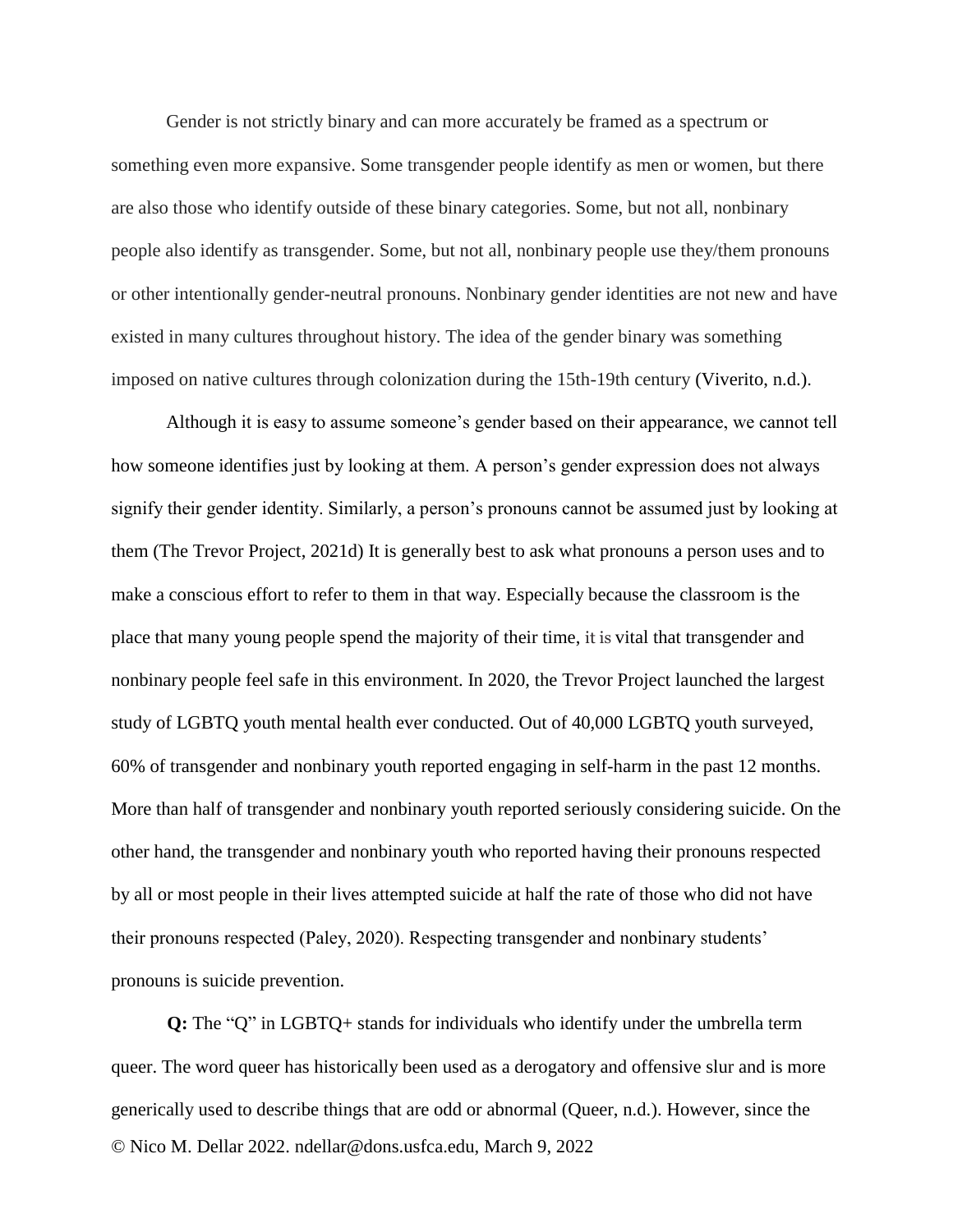Gender is not strictly binary and can more accurately be framed as a spectrum or something even more expansive. Some transgender people identify as men or women, but there are also those who identify outside of these binary categories. Some, but not all, nonbinary people also identify as transgender. Some, but not all, nonbinary people use they/them pronouns or other intentionally gender-neutral pronouns. Nonbinary gender identities are not new and have existed in many cultures throughout history. The idea of the gender binary was something imposed on native cultures through colonization during the 15th-19th century (Viverito, n.d.).

Although it is easy to assume someone's gender based on their appearance, we cannot tell how someone identifies just by looking at them. A person's gender expression does not always signify their gender identity. Similarly, a person's pronouns cannot be assumed just by looking at them (The Trevor Project, 2021d) It is generally best to ask what pronouns a person uses and to make a conscious effort to refer to them in that way. Especially because the classroom is the place that many young people spend the majority of their time, it is vital that transgender and nonbinary people feel safe in this environment. In 2020, the Trevor Project launched the largest study of LGBTQ youth mental health ever conducted. Out of 40,000 LGBTQ youth surveyed, 60% of transgender and nonbinary youth reported engaging in self-harm in the past 12 months. More than half of transgender and nonbinary youth reported seriously considering suicide. On the other hand, the transgender and nonbinary youth who reported having their pronouns respected by all or most people in their lives attempted suicide at half the rate of those who did not have their pronouns respected (Paley, 2020). Respecting transgender and nonbinary students' pronouns is suicide prevention.

**Q:** The "Q" in LGBTQ+ stands for individuals who identify under the umbrella term queer. The word queer has historically been used as a derogatory and offensive slur and is more generically used to describe things that are odd or abnormal (Queer, n.d.). However, since the

© Nico M. Dellar 2022. ndellar@dons.usfca.edu, March 9, 2022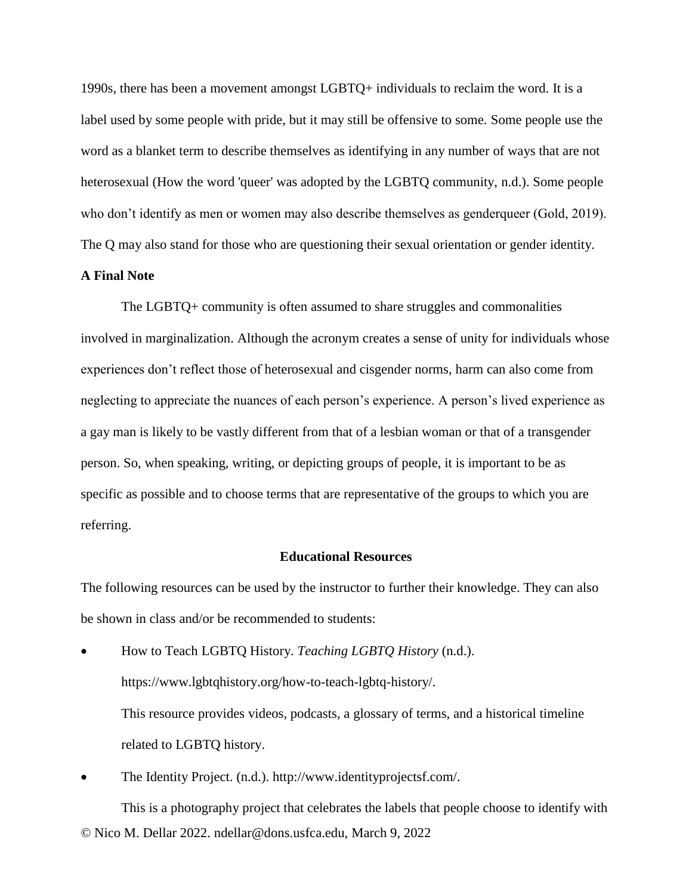1990s, there has been a movement amongst LGBTQ+ individuals to reclaim the word. It is a label used by some people with pride, but it may still be offensive to some. Some people use the word as a blanket term to describe themselves as identifying in any number of ways that are not heterosexual (How the word 'queer' was adopted by the LGBTQ community, n.d.). Some people who don't identify as men or women may also describe themselves as genderqueer (Gold, 2019). The Q may also stand for those who are questioning their sexual orientation or gender identity.

### A Final Note

The LGBTQ+ community is often assumed to share struggles and commonalities involved in marginalization. Although the acronym creates a sense of unity for individuals whose experiences don't reflect those of heterosexual and cisgender norms, harm can also come from neglecting to appreciate the nuances of each person's experience. A person's lived experience as a gay man is likely to be vastly different from that of a lesbian woman or that of a transgender person. So, when speaking, writing, or depicting groups of people, it is important to be as specific as possible and to choose terms that are representative of the groups to which you are referring.

## Educational Resources

The following resources can be used by the instructor to further their knowledge. They can also be shown in class and/or be recommended to students:

- How to Teach LGBTQ History. *Teaching LGBTQ History* (n.d.). https://www.lgbtqhistory.org/how-to-teach-lgbtq-history/.

  This resource provides videos, podcasts, a glossary of terms, and a historical timeline related to LGBTQ history.

- The Identity Project. (n.d.). http://www.identityprojectsf.com/.

  This is a photography project that celebrates the labels that people choose to identify with

© Nico M. Dellar 2022. ndellar@dons.usfca.edu, March 9, 2022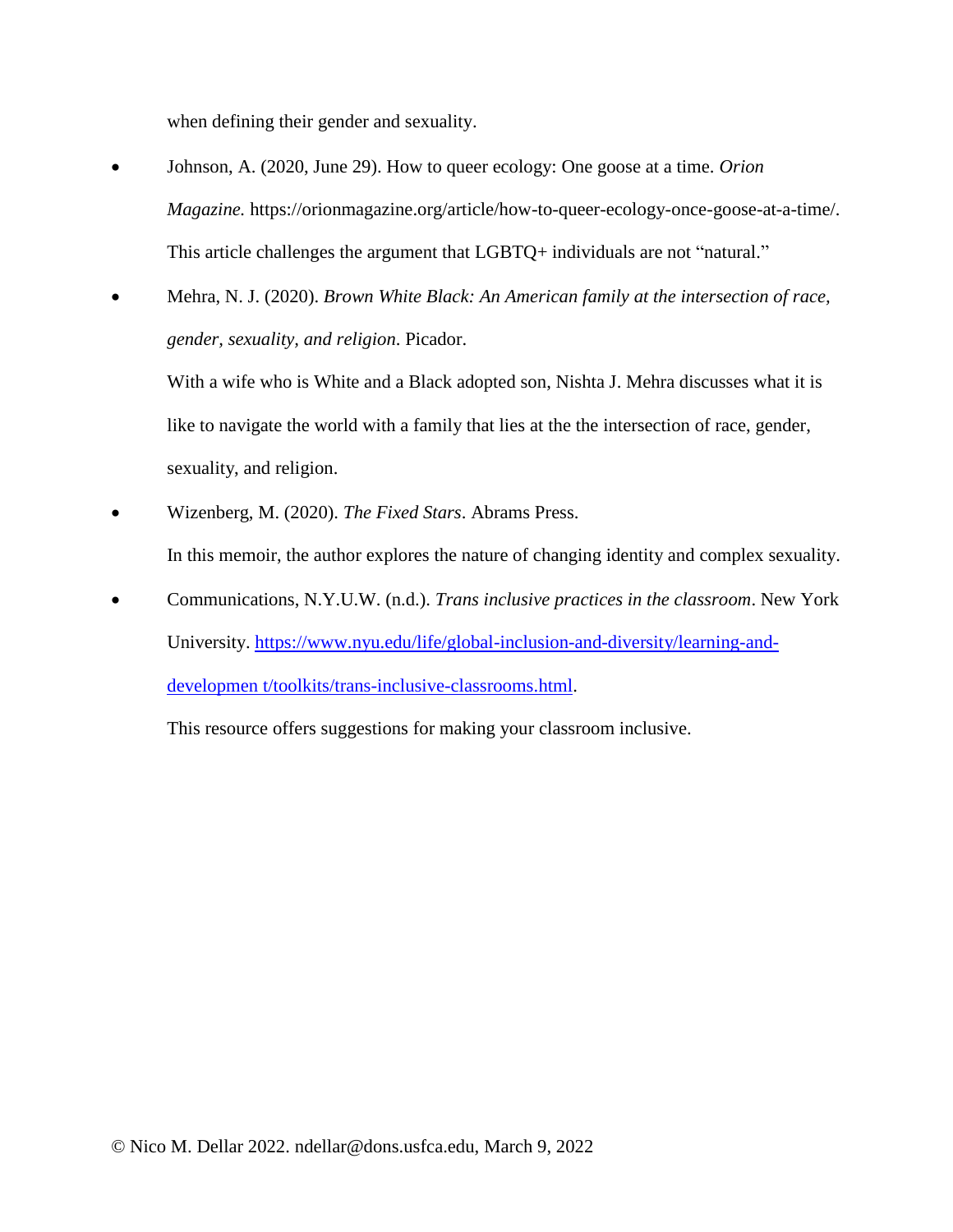when defining their gender and sexuality.

- Johnson, A. (2020, June 29). How to queer ecology: One goose at a time. *Orion Magazine.* https://orionmagazine.org/article/how-to-queer-ecology-once-goose-at-a-time/. This article challenges the argument that LGBTQ+ individuals are not "natural."
- Mehra, N. J. (2020). *Brown White Black: An American family at the intersection of race, gender, sexuality, and religion*. Picador.

  With a wife who is White and a Black adopted son, Nishta J. Mehra discusses what it is like to navigate the world with a family that lies at the the intersection of race, gender, sexuality, and religion.
- Wizenberg, M. (2020). *The Fixed Stars*. Abrams Press.

  In this memoir, the author explores the nature of changing identity and complex sexuality.
- Communications, N.Y.U.W. (n.d.). *Trans inclusive practices in the classroom*. New York University. [https://www.nyu.edu/life/global-inclusion-and-diversity/learning-and-developmen t/toolkits/trans-inclusive-classrooms.html](https://www.nyu.edu/life/global-inclusion-and-diversity/learning-and-development/toolkits/trans-inclusive-classrooms.html).

  This resource offers suggestions for making your classroom inclusive.

© Nico M. Dellar 2022. ndellar@dons.usfca.edu, March 9, 2022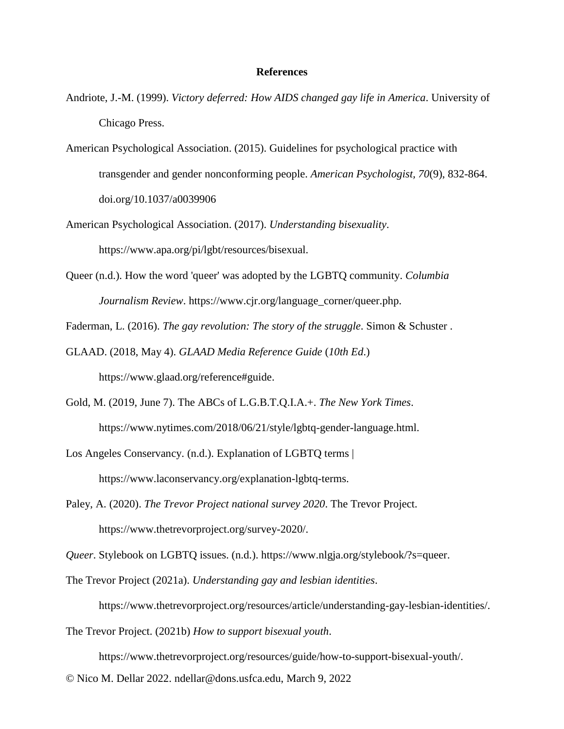# References

Andriote, J.-M. (1999). *Victory deferred: How AIDS changed gay life in America*. University of Chicago Press.

American Psychological Association. (2015). Guidelines for psychological practice with transgender and gender nonconforming people. *American Psychologist, 70*(9), 832-864. doi.org/10.1037/a0039906

American Psychological Association. (2017). *Understanding bisexuality*. https://www.apa.org/pi/lgbt/resources/bisexual.

Queer (n.d.). How the word 'queer' was adopted by the LGBTQ community. *Columbia Journalism Review*. https://www.cjr.org/language_corner/queer.php.

Faderman, L. (2016). *The gay revolution: The story of the struggle*. Simon & Schuster .

GLAAD. (2018, May 4). *GLAAD Media Reference Guide* (*10th Ed*.) https://www.glaad.org/reference#guide.

Gold, M. (2019, June 7). The ABCs of L.G.B.T.Q.I.A.+. *The New York Times*. https://www.nytimes.com/2018/06/21/style/lgbtq-gender-language.html.

Los Angeles Conservancy. (n.d.). Explanation of LGBTQ terms | https://www.laconservancy.org/explanation-lgbtq-terms.

Paley, A. (2020). *The Trevor Project national survey 2020*. The Trevor Project. https://www.thetrevorproject.org/survey-2020/.

*Queer*. Stylebook on LGBTQ issues. (n.d.). https://www.nlgja.org/stylebook/?s=queer.

The Trevor Project (2021a). *Understanding gay and lesbian identities*. https://www.thetrevorproject.org/resources/article/understanding-gay-lesbian-identities/.

The Trevor Project. (2021b) *How to support bisexual youth*. https://www.thetrevorproject.org/resources/guide/how-to-support-bisexual-youth/.

© Nico M. Dellar 2022. ndellar@dons.usfca.edu, March 9, 2022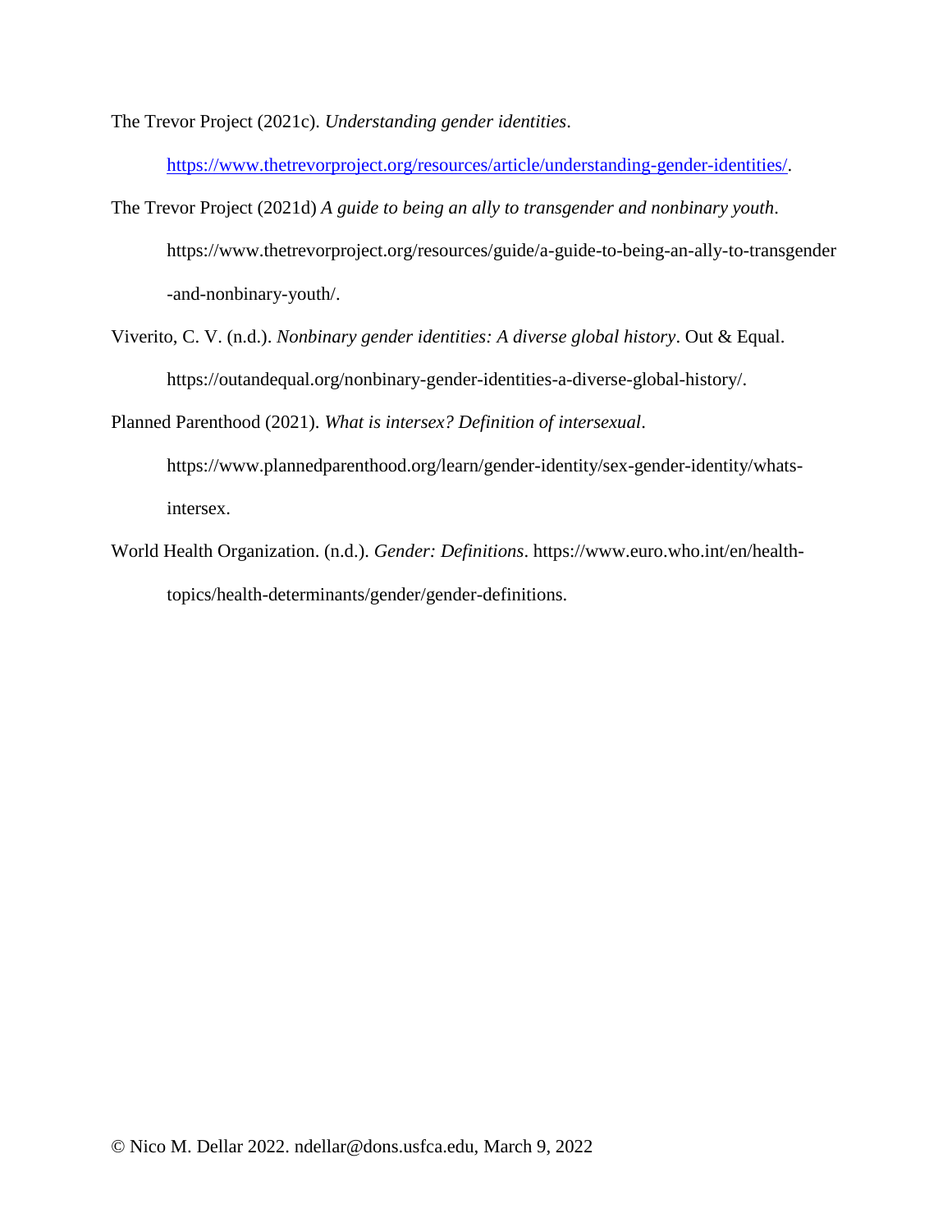The Trevor Project (2021c). *Understanding gender identities*. https://www.thetrevorproject.org/resources/article/understanding-gender-identities/.

The Trevor Project (2021d) *A guide to being an ally to transgender and nonbinary youth*. https://www.thetrevorproject.org/resources/guide/a-guide-to-being-an-ally-to-transgender-and-nonbinary-youth/.

Viverito, C. V. (n.d.). *Nonbinary gender identities: A diverse global history*. Out & Equal. https://outandequal.org/nonbinary-gender-identities-a-diverse-global-history/.

Planned Parenthood (2021). *What is intersex? Definition of intersexual*. https://www.plannedparenthood.org/learn/gender-identity/sex-gender-identity/whats-intersex.

World Health Organization. (n.d.). *Gender: Definitions*. https://www.euro.who.int/en/health-topics/health-determinants/gender/gender-definitions.

© Nico M. Dellar 2022. ndellar@dons.usfca.edu, March 9, 2022